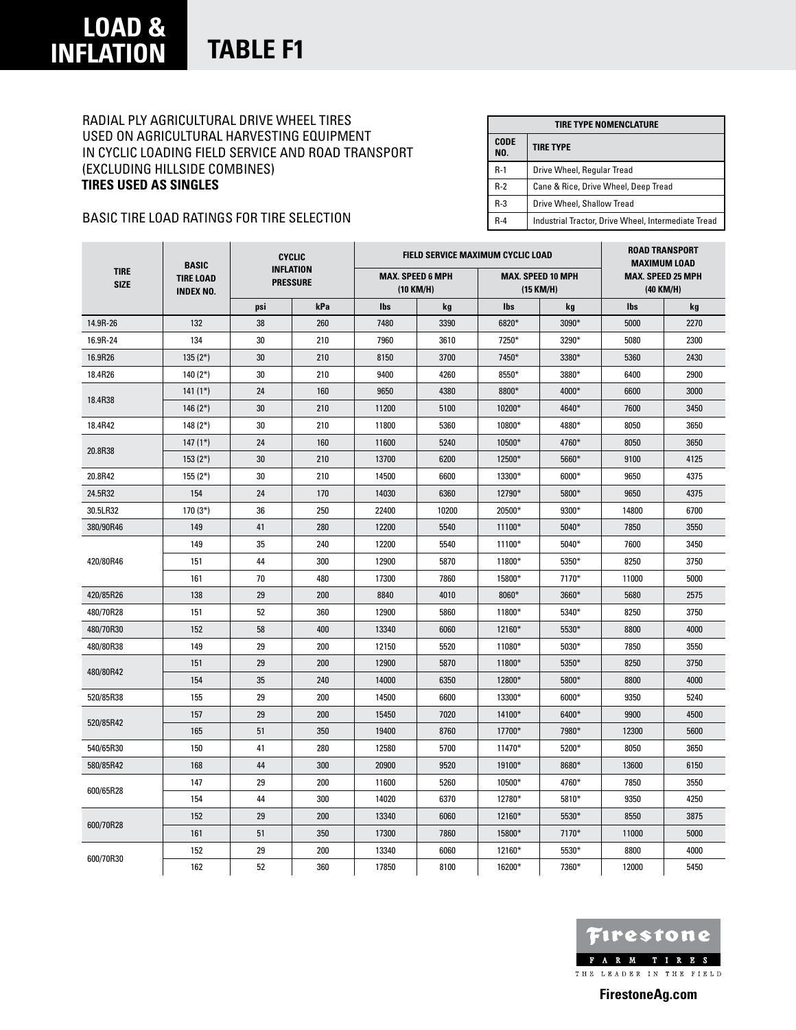# LOAD & INFLATION TABLE F1

RADIAL PLY AGRICULTURAL DRIVE WHEEL TIRES
USED ON AGRICULTURAL HARVESTING EQUIPMENT
IN CYCLIC LOADING FIELD SERVICE AND ROAD TRANSPORT
(EXCLUDING HILLSIDE COMBINES)
**TIRES USED AS SINGLES**

BASIC TIRE LOAD RATINGS FOR TIRE SELECTION

| TIRE TYPE NOMENCLATURE | |
|---|---|
| CODE NO. | TIRE TYPE |
| R-1 | Drive Wheel, Regular Tread |
| R-2 | Cane & Rice, Drive Wheel, Deep Tread |
| R-3 | Drive Wheel, Shallow Tread |
| R-4 | Industrial Tractor, Drive Wheel, Intermediate Tread |

| TIRE SIZE | BASIC TIRE LOAD INDEX NO. | CYCLIC INFLATION PRESSURE | | FIELD SERVICE MAXIMUM CYCLIC LOAD | | | | ROAD TRANSPORT MAXIMUM LOAD MAX. SPEED 25 MPH (40 KM/H) | |
|---|---|---|---|---|---|---|---|---|---|
| | | | | MAX. SPEED 6 MPH (10 KM/H) | | MAX. SPEED 10 MPH (15 KM/H) | | | |
| | | psi | kPa | lbs | kg | lbs | kg | lbs | kg |
| 14.9R-26 | 132 | 38 | 260 | 7480 | 3390 | 6820* | 3090* | 5000 | 2270 |
| 16.9R-24 | 134 | 30 | 210 | 7960 | 3610 | 7250* | 3290* | 5080 | 2300 |
| 16.9R26 | 135 (2*) | 30 | 210 | 8150 | 3700 | 7450* | 3380* | 5360 | 2430 |
| 18.4R26 | 140 (2*) | 30 | 210 | 9400 | 4260 | 8550* | 3880* | 6400 | 2900 |
| 18.4R38 | 141 (1*) | 24 | 160 | 9650 | 4380 | 8800* | 4000* | 6600 | 3000 |
| | 146 (2*) | 30 | 210 | 11200 | 5100 | 10200* | 4640* | 7600 | 3450 |
| 18.4R42 | 148 (2*) | 30 | 210 | 11800 | 5360 | 10800* | 4880* | 8050 | 3650 |
| 20.8R38 | 147 (1*) | 24 | 160 | 11600 | 5240 | 10500* | 4760* | 8050 | 3650 |
| | 153 (2*) | 30 | 210 | 13700 | 6200 | 12500* | 5660* | 9100 | 4125 |
| 20.8R42 | 155 (2*) | 30 | 210 | 14500 | 6600 | 13300* | 6000* | 9650 | 4375 |
| 24.5R32 | 154 | 24 | 170 | 14030 | 6360 | 12790* | 5800* | 9650 | 4375 |
| 30.5LR32 | 170 (3*) | 36 | 250 | 22400 | 10200 | 20500* | 9300* | 14800 | 6700 |
| 380/90R46 | 149 | 41 | 280 | 12200 | 5540 | 11100* | 5040* | 7850 | 3550 |
| 420/80R46 | 149 | 35 | 240 | 12200 | 5540 | 11100* | 5040* | 7600 | 3450 |
| | 151 | 44 | 300 | 12900 | 5870 | 11800* | 5350* | 8250 | 3750 |
| | 161 | 70 | 480 | 17300 | 7860 | 15800* | 7170* | 11000 | 5000 |
| 420/85R26 | 138 | 29 | 200 | 8840 | 4010 | 8060* | 3660* | 5680 | 2575 |
| 480/70R28 | 151 | 52 | 360 | 12900 | 5860 | 11800* | 5340* | 8250 | 3750 |
| 480/70R30 | 152 | 58 | 400 | 13340 | 6060 | 12160* | 5530* | 8800 | 4000 |
| 480/80R38 | 149 | 29 | 200 | 12150 | 5520 | 11080* | 5030* | 7850 | 3550 |
| 480/80R42 | 151 | 29 | 200 | 12900 | 5870 | 11800* | 5350* | 8250 | 3750 |
| | 154 | 35 | 240 | 14000 | 6350 | 12800* | 5800* | 8800 | 4000 |
| 520/85R38 | 155 | 29 | 200 | 14500 | 6600 | 13300* | 6000* | 9350 | 5240 |
| 520/85R42 | 157 | 29 | 200 | 15450 | 7020 | 14100* | 6400* | 9900 | 4500 |
| | 165 | 51 | 350 | 19400 | 8760 | 17700* | 7980* | 12300 | 5600 |
| 540/65R30 | 150 | 41 | 280 | 12580 | 5700 | 11470* | 5200* | 8050 | 3650 |
| 580/85R42 | 168 | 44 | 300 | 20900 | 9520 | 19100* | 8680* | 13600 | 6150 |
| 600/65R28 | 147 | 29 | 200 | 11600 | 5260 | 10500* | 4760* | 7850 | 3550 |
| | 154 | 44 | 300 | 14020 | 6370 | 12780* | 5810* | 9350 | 4250 |
| 600/70R28 | 152 | 29 | 200 | 13340 | 6060 | 12160* | 5530* | 8550 | 3875 |
| | 161 | 51 | 350 | 17300 | 7860 | 15800* | 7170* | 11000 | 5000 |
| 600/70R30 | 152 | 29 | 200 | 13340 | 6060 | 12160* | 5530* | 8800 | 4000 |
| | 162 | 52 | 360 | 17850 | 8100 | 16200* | 7360* | 12000 | 5450 |

Firestone FARM TIRES
THE LEADER IN THE FIELD

FirestoneAg.com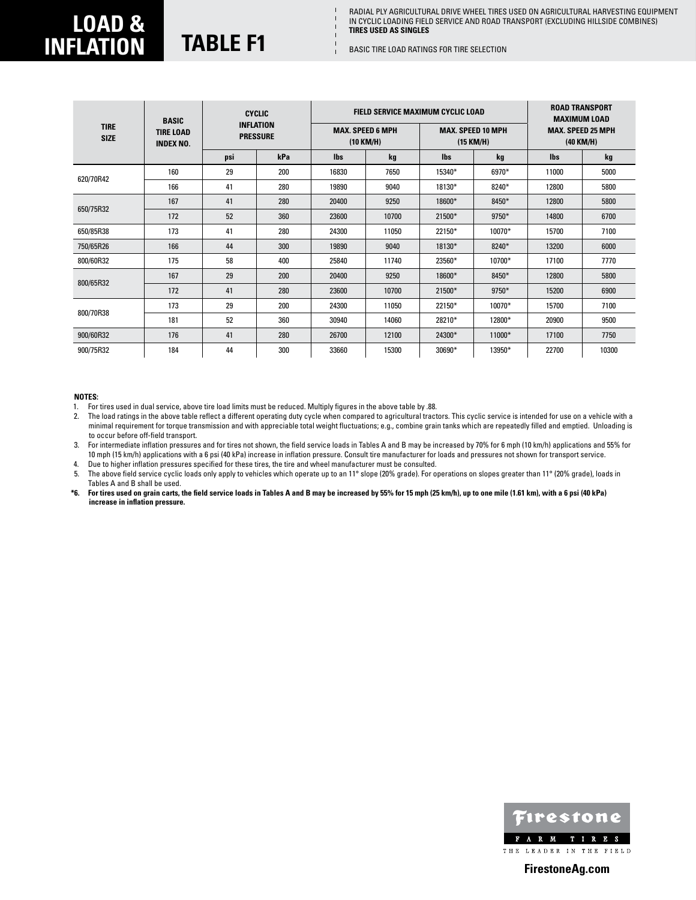# LOAD & INFLATION

## TABLE F1

RADIAL PLY AGRICULTURAL DRIVE WHEEL TIRES USED ON AGRICULTURAL HARVESTING EQUIPMENT IN CYCLIC LOADING FIELD SERVICE AND ROAD TRANSPORT (EXCLUDING HILLSIDE COMBINES)
**TIRES USED AS SINGLES**

BASIC TIRE LOAD RATINGS FOR TIRE SELECTION

| TIRE SIZE | BASIC TIRE LOAD INDEX NO. | CYCLIC INFLATION PRESSURE | | FIELD SERVICE MAXIMUM CYCLIC LOAD | | | | ROAD TRANSPORT MAXIMUM LOAD MAX. SPEED 25 MPH (40 KM/H) | |
|---|---|---|---|---|---|---|---|---|---|
| | | | | MAX. SPEED 6 MPH (10 KM/H) | | MAX. SPEED 10 MPH (15 KM/H) | | | |
| | | psi | kPa | lbs | kg | lbs | kg | lbs | kg |
| 620/70R42 | 160 | 29 | 200 | 16830 | 7650 | 15340* | 6970* | 11000 | 5000 |
| | 166 | 41 | 280 | 19890 | 9040 | 18130* | 8240* | 12800 | 5800 |
| 650/75R32 | 167 | 41 | 280 | 20400 | 9250 | 18600* | 8450* | 12800 | 5800 |
| | 172 | 52 | 360 | 23600 | 10700 | 21500* | 9750* | 14800 | 6700 |
| 650/85R38 | 173 | 41 | 280 | 24300 | 11050 | 22150* | 10070* | 15700 | 7100 |
| 750/65R26 | 166 | 44 | 300 | 19890 | 9040 | 18130* | 8240* | 13200 | 6000 |
| 800/60R32 | 175 | 58 | 400 | 25840 | 11740 | 23560* | 10700* | 17100 | 7770 |
| 800/65R32 | 167 | 29 | 200 | 20400 | 9250 | 18600* | 8450* | 12800 | 5800 |
| | 172 | 41 | 280 | 23600 | 10700 | 21500* | 9750* | 15200 | 6900 |
| 800/70R38 | 173 | 29 | 200 | 24300 | 11050 | 22150* | 10070* | 15700 | 7100 |
| | 181 | 52 | 360 | 30940 | 14060 | 28210* | 12800* | 20900 | 9500 |
| 900/60R32 | 176 | 41 | 280 | 26700 | 12100 | 24300* | 11000* | 17100 | 7750 |
| 900/75R32 | 184 | 44 | 300 | 33660 | 15300 | 30690* | 13950* | 22700 | 10300 |

**NOTES:**

1. For tires used in dual service, above tire load limits must be reduced. Multiply figures in the above table by .88.
2. The load ratings in the above table reflect a different operating duty cycle when compared to agricultural tractors. This cyclic service is intended for use on a vehicle with a minimal requirement for torque transmission and with appreciable total weight fluctuations; e.g., combine grain tanks which are repeatedly filled and emptied. Unloading is to occur before off-field transport.
3. For intermediate inflation pressures and for tires not shown, the field service loads in Tables A and B may be increased by 70% for 6 mph (10 km/h) applications and 55% for 10 mph (15 km/h) applications with a 6 psi (40 kPa) increase in inflation pressure. Consult tire manufacturer for loads and pressures not shown for transport service.
4. Due to higher inflation pressures specified for these tires, the tire and wheel manufacturer must be consulted.
5. The above field service cyclic loads only apply to vehicles which operate up to an 11° slope (20% grade). For operations on slopes greater than 11° (20% grade), loads in Tables A and B shall be used.

**\*6. For tires used on grain carts, the field service loads in Tables A and B may be increased by 55% for 15 mph (25 km/h), up to one mile (1.61 km), with a 6 psi (40 kPa) increase in inflation pressure.**

Firestone FARM TIRES
THE LEADER IN THE FIELD

FirestoneAg.com